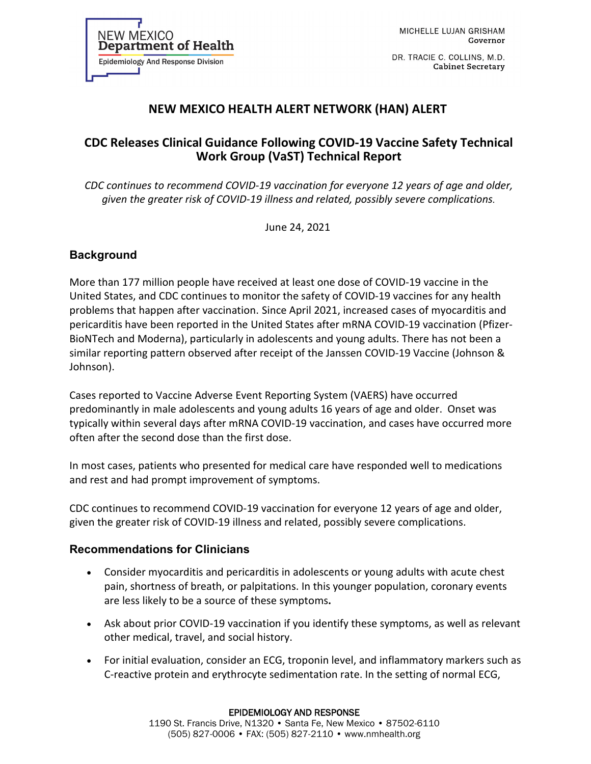NEW MEXICO
Department of Health
Epidemiology And Response Division

MICHELLE LUJAN GRISHAM
Governor

DR. TRACIE C. COLLINS, M.D.
Cabinet Secretary

# NEW MEXICO HEALTH ALERT NETWORK (HAN) ALERT

## CDC Releases Clinical Guidance Following COVID-19 Vaccine Safety Technical Work Group (VaST) Technical Report

*CDC continues to recommend COVID-19 vaccination for everyone 12 years of age and older, given the greater risk of COVID-19 illness and related, possibly severe complications.*

June 24, 2021

### Background

More than 177 million people have received at least one dose of COVID-19 vaccine in the United States, and CDC continues to monitor the safety of COVID-19 vaccines for any health problems that happen after vaccination. Since April 2021, increased cases of myocarditis and pericarditis have been reported in the United States after mRNA COVID-19 vaccination (Pfizer-BioNTech and Moderna), particularly in adolescents and young adults. There has not been a similar reporting pattern observed after receipt of the Janssen COVID-19 Vaccine (Johnson & Johnson).

Cases reported to Vaccine Adverse Event Reporting System (VAERS) have occurred predominantly in male adolescents and young adults 16 years of age and older. Onset was typically within several days after mRNA COVID-19 vaccination, and cases have occurred more often after the second dose than the first dose.

In most cases, patients who presented for medical care have responded well to medications and rest and had prompt improvement of symptoms.

CDC continues to recommend COVID-19 vaccination for everyone 12 years of age and older, given the greater risk of COVID-19 illness and related, possibly severe complications.

### Recommendations for Clinicians

- Consider myocarditis and pericarditis in adolescents or young adults with acute chest pain, shortness of breath, or palpitations. In this younger population, coronary events are less likely to be a source of these symptoms**.**
- Ask about prior COVID-19 vaccination if you identify these symptoms, as well as relevant other medical, travel, and social history.
- For initial evaluation, consider an ECG, troponin level, and inflammatory markers such as C-reactive protein and erythrocyte sedimentation rate. In the setting of normal ECG,

EPIDEMIOLOGY AND RESPONSE
1190 St. Francis Drive, N1320 • Santa Fe, New Mexico • 87502-6110
(505) 827-0006 • FAX: (505) 827-2110 • www.nmhealth.org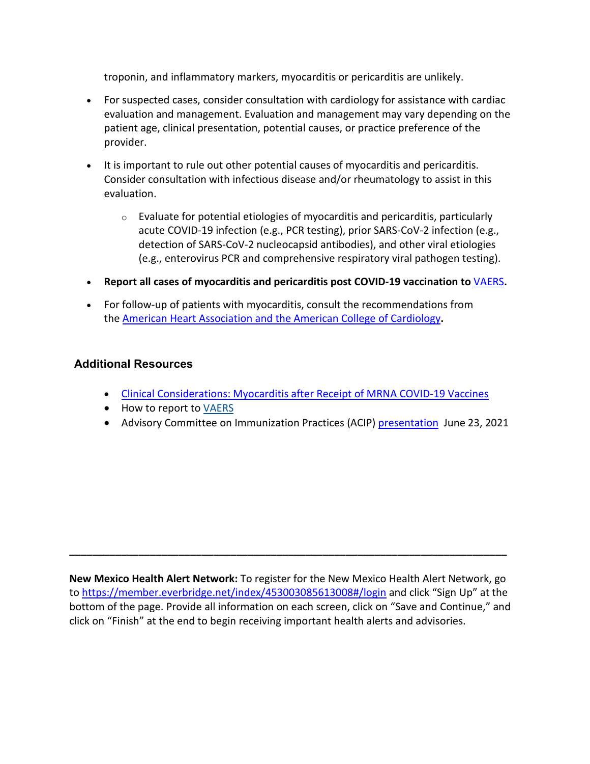troponin, and inflammatory markers, myocarditis or pericarditis are unlikely.

- For suspected cases, consider consultation with cardiology for assistance with cardiac evaluation and management. Evaluation and management may vary depending on the patient age, clinical presentation, potential causes, or practice preference of the provider.
- It is important to rule out other potential causes of myocarditis and pericarditis. Consider consultation with infectious disease and/or rheumatology to assist in this evaluation.
  - Evaluate for potential etiologies of myocarditis and pericarditis, particularly acute COVID-19 infection (e.g., PCR testing), prior SARS-CoV-2 infection (e.g., detection of SARS-CoV-2 nucleocapsid antibodies), and other viral etiologies (e.g., enterovirus PCR and comprehensive respiratory viral pathogen testing).
- **Report all cases of myocarditis and pericarditis post COVID-19 vaccination to VAERS.**
- For follow-up of patients with myocarditis, consult the recommendations from the American Heart Association and the American College of Cardiology**.**

## Additional Resources

- Clinical Considerations: Myocarditis after Receipt of MRNA COVID-19 Vaccines
- How to report to VAERS
- Advisory Committee on Immunization Practices (ACIP) presentation June 23, 2021

---

**New Mexico Health Alert Network:** To register for the New Mexico Health Alert Network, go to https://member.everbridge.net/index/453003085613008#/login and click “Sign Up” at the bottom of the page. Provide all information on each screen, click on “Save and Continue,” and click on “Finish” at the end to begin receiving important health alerts and advisories.